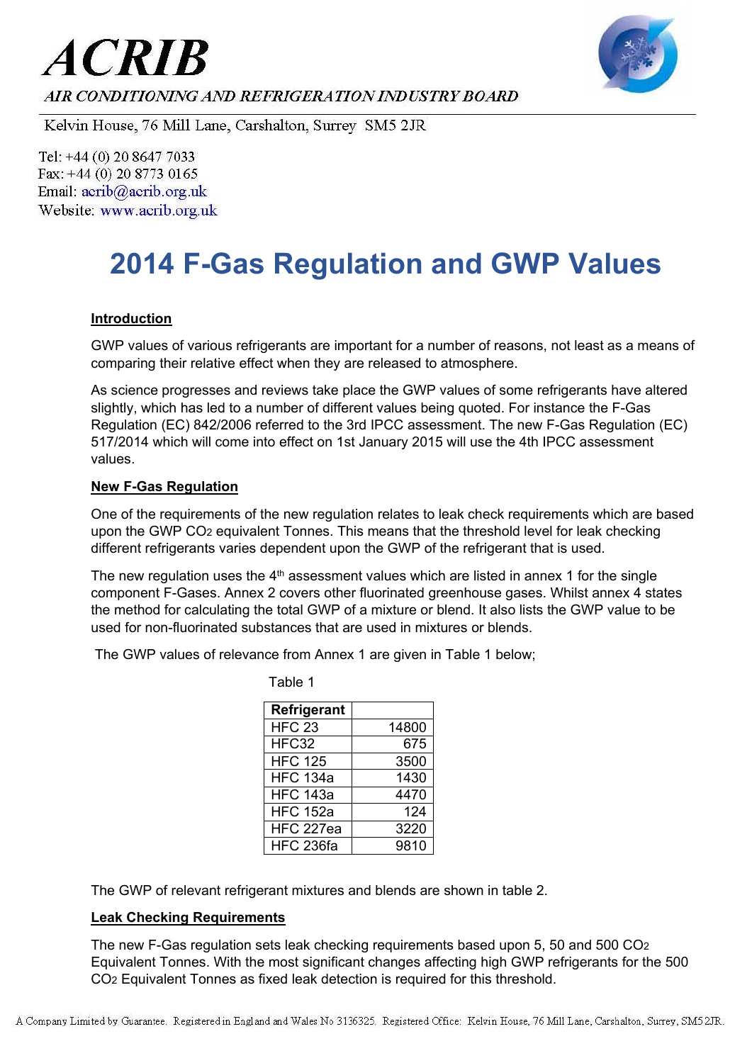# ACRIB

*AIR CONDITIONING AND REFRIGERATION INDUSTRY BOARD*

Kelvin House, 76 Mill Lane, Carshalton, Surrey SM5 2JR

Tel: +44 (0) 20 8647 7033
Fax: +44 (0) 20 8773 0165
Email: acrib@acrib.org.uk
Website: www.acrib.org.uk

# 2014 F-Gas Regulation and GWP Values

## Introduction

GWP values of various refrigerants are important for a number of reasons, not least as a means of comparing their relative effect when they are released to atmosphere.

As science progresses and reviews take place the GWP values of some refrigerants have altered slightly, which has led to a number of different values being quoted. For instance the F-Gas Regulation (EC) 842/2006 referred to the 3rd IPCC assessment. The new F-Gas Regulation (EC) 517/2014 which will come into effect on 1st January 2015 will use the 4th IPCC assessment values.

## New F-Gas Regulation

One of the requirements of the new regulation relates to leak check requirements which are based upon the GWP $CO_2$ equivalent Tonnes. This means that the threshold level for leak checking different refrigerants varies dependent upon the GWP of the refrigerant that is used.

The new regulation uses the 4th assessment values which are listed in annex 1 for the single component F-Gases. Annex 2 covers other fluorinated greenhouse gases. Whilst annex 4 states the method for calculating the total GWP of a mixture or blend. It also lists the GWP value to be used for non-fluorinated substances that are used in mixtures or blends.

The GWP values of relevance from Annex 1 are given in Table 1 below;

Table 1

| Refrigerant | |
|---|---|
| HFC 23 | 14800 |
| HFC32 | 675 |
| HFC 125 | 3500 |
| HFC 134a | 1430 |
| HFC 143a | 4470 |
| HFC 152a | 124 |
| HFC 227ea | 3220 |
| HFC 236fa | 9810 |

The GWP of relevant refrigerant mixtures and blends are shown in table 2.

## Leak Checking Requirements

The new F-Gas regulation sets leak checking requirements based upon 5, 50 and 500 $CO_2$ Equivalent Tonnes. With the most significant changes affecting high GWP refrigerants for the 500 $CO_2$ Equivalent Tonnes as fixed leak detection is required for this threshold.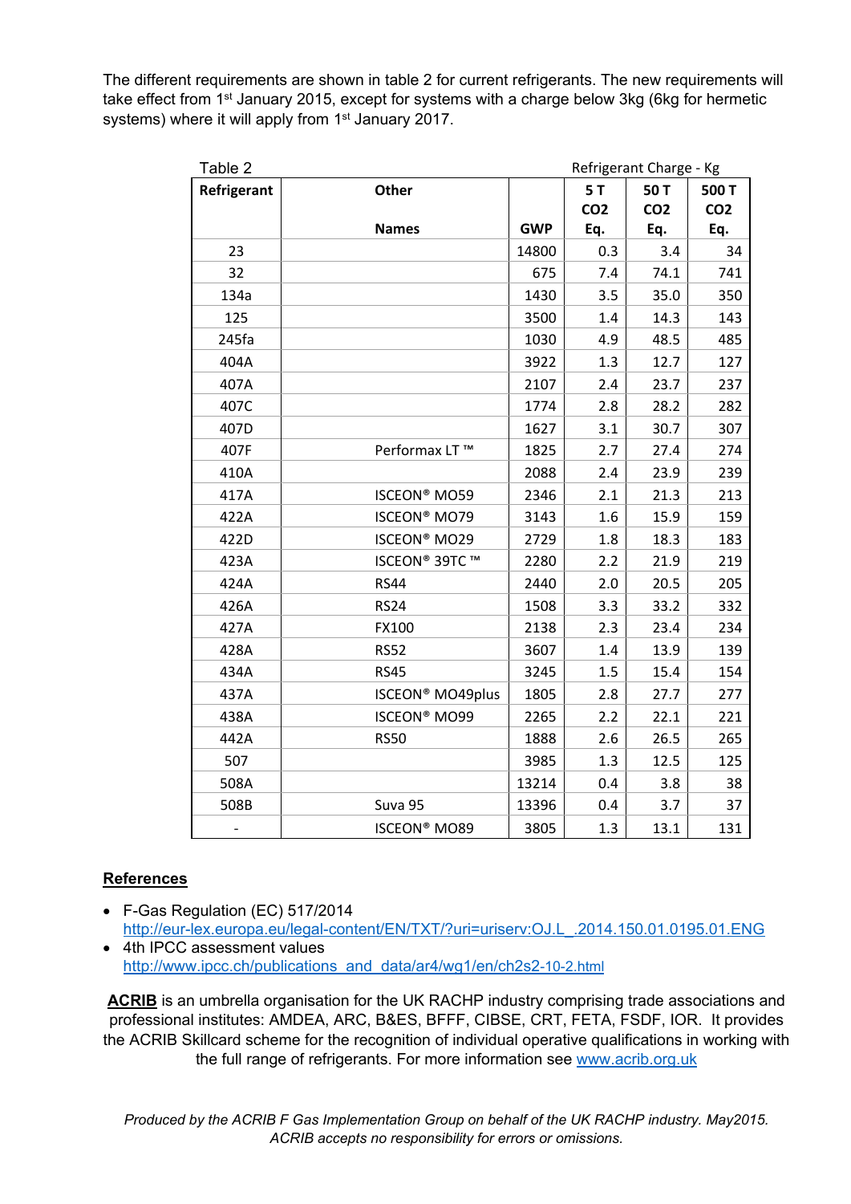The different requirements are shown in table 2 for current refrigerants. The new requirements will take effect from 1st January 2015, except for systems with a charge below 3kg (6kg for hermetic systems) where it will apply from 1st January 2017.

Table 2

| Refrigerant | Other Names | GWP | Refrigerant Charge - Kg 5 T $CO_2$ Eq. | 50 T $CO_2$ Eq. | 500 T $CO_2$ Eq. |
|---|---|---|---|---|---|
| 23 | | 14800 | 0.3 | 3.4 | 34 |
| 32 | | 675 | 7.4 | 74.1 | 741 |
| 134a | | 1430 | 3.5 | 35.0 | 350 |
| 125 | | 3500 | 1.4 | 14.3 | 143 |
| 245fa | | 1030 | 4.9 | 48.5 | 485 |
| 404A | | 3922 | 1.3 | 12.7 | 127 |
| 407A | | 2107 | 2.4 | 23.7 | 237 |
| 407C | | 1774 | 2.8 | 28.2 | 282 |
| 407D | | 1627 | 3.1 | 30.7 | 307 |
| 407F | Performax LT ™ | 1825 | 2.7 | 27.4 | 274 |
| 410A | | 2088 | 2.4 | 23.9 | 239 |
| 417A | ISCEON® MO59 | 2346 | 2.1 | 21.3 | 213 |
| 422A | ISCEON® MO79 | 3143 | 1.6 | 15.9 | 159 |
| 422D | ISCEON® MO29 | 2729 | 1.8 | 18.3 | 183 |
| 423A | ISCEON® 39TC ™ | 2280 | 2.2 | 21.9 | 219 |
| 424A | RS44 | 2440 | 2.0 | 20.5 | 205 |
| 426A | RS24 | 1508 | 3.3 | 33.2 | 332 |
| 427A | FX100 | 2138 | 2.3 | 23.4 | 234 |
| 428A | RS52 | 3607 | 1.4 | 13.9 | 139 |
| 434A | RS45 | 3245 | 1.5 | 15.4 | 154 |
| 437A | ISCEON® MO49plus | 1805 | 2.8 | 27.7 | 277 |
| 438A | ISCEON® MO99 | 2265 | 2.2 | 22.1 | 221 |
| 442A | RS50 | 1888 | 2.6 | 26.5 | 265 |
| 507 | | 3985 | 1.3 | 12.5 | 125 |
| 508A | | 13214 | 0.4 | 3.8 | 38 |
| 508B | Suva 95 | 13396 | 0.4 | 3.7 | 37 |
| - | ISCEON® MO89 | 3805 | 1.3 | 13.1 | 131 |

**References**

- F-Gas Regulation (EC) 517/2014
  http://eur-lex.europa.eu/legal-content/EN/TXT/?uri=uriserv:OJ.L_.2014.150.01.0195.01.ENG
- 4th IPCC assessment values
  http://www.ipcc.ch/publications_and_data/ar4/wg1/en/ch2s2-10-2.html

**ACRIB** is an umbrella organisation for the UK RACHP industry comprising trade associations and professional institutes: AMDEA, ARC, B&ES, BFFF, CIBSE, CRT, FETA, FSDF, IOR. It provides the ACRIB Skillcard scheme for the recognition of individual operative qualifications in working with the full range of refrigerants. For more information see www.acrib.org.uk

*Produced by the ACRIB F Gas Implementation Group on behalf of the UK RACHP industry. May2015. ACRIB accepts no responsibility for errors or omissions.*